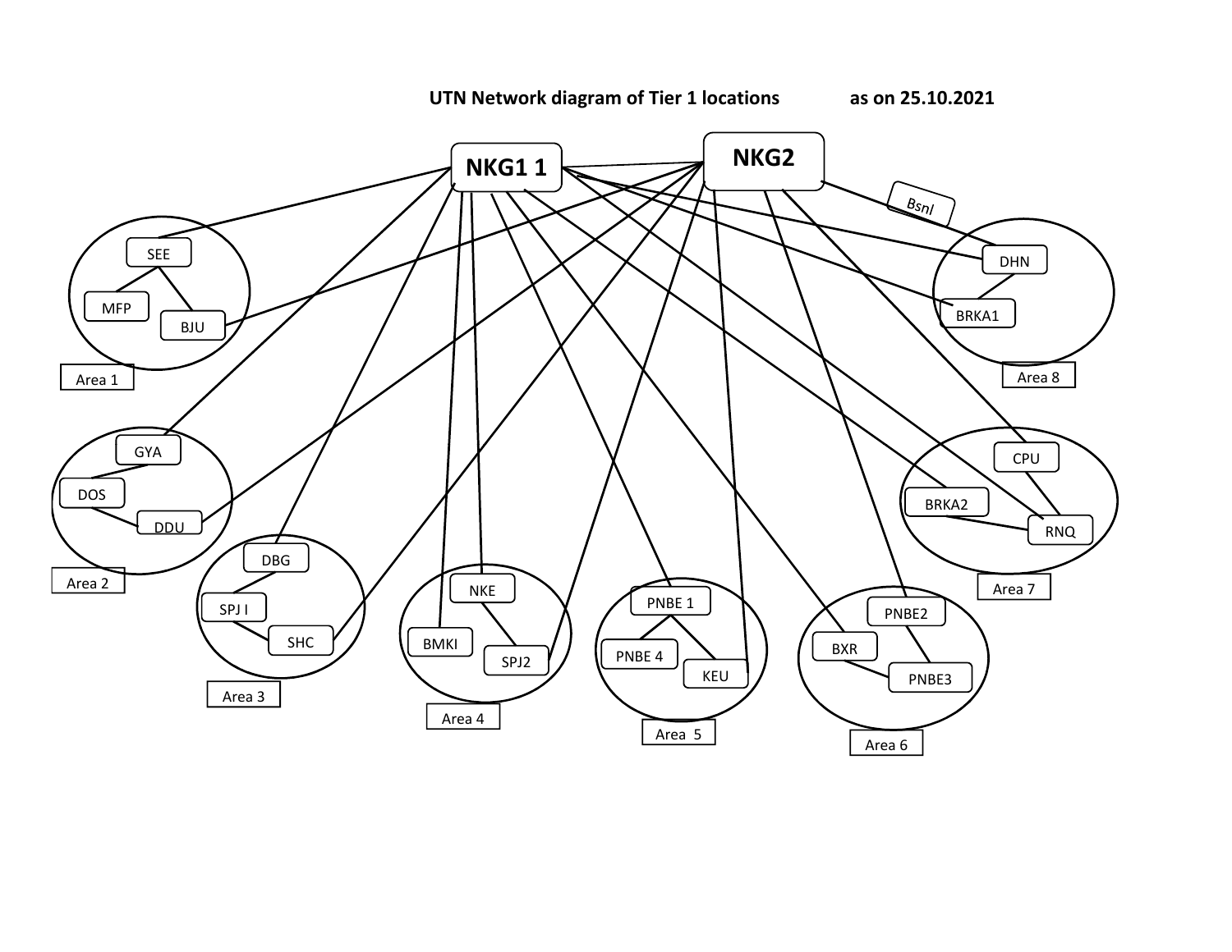**UTN Network diagram of Tier 1 locations as on 25.10.2021**

NKG1 1

NKG2

Bsnl

SEE

MFP

BJU

Area 1

DHN

BRKA1

Area 8

GYA

DOS

DDU

Area 2

CPU

BRKA2

RNQ

Area 7

DBG

SPJ I

SHC

Area 3

NKE

BMKI

SPJ2

Area 4

PNBE 1

PNBE 4

KEU

Area 5

PNBE2

BXR

PNBE3

Area 6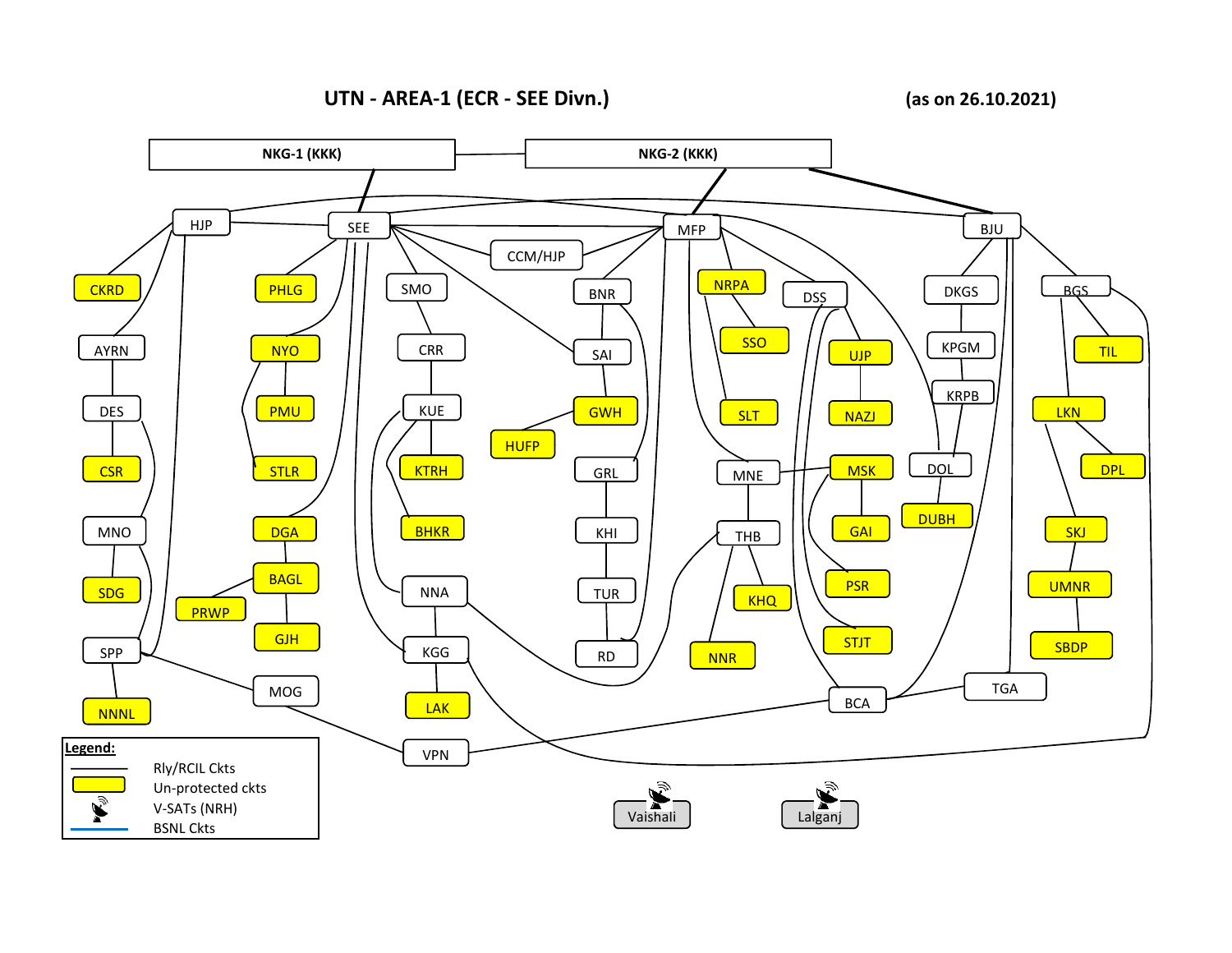# UTN - AREA-1 (ECR - SEE Divn.)

(as on 26.10.2021)

NKG-1 (KKK)

NKG-2 (KKK)

HJP, SEE, MFP, BJU, CKRD, PHLG, SMO, CCM/HJP, BNR, NRPA, DSS, DKGS, BGS, AYRN, NYO, CRR, SAI, SSO, UJP, KPGM, TIL, DES, PMU, KUE, GWH, SLT, NAZJ, KRPB, LKN, HUFP, CSR, STLR, KTRH, GRL, MNE, MSK, DOL, DPL, MNO, DGA, BHKR, KHI, THB, GAI, DUBH, SKJ, SDG, BAGL, NNA, TUR, KHQ, PSR, UMNR, PRWP, SPP, GJH, KGG, RD, NNR, STJT, SBDP, MOG, BCA, TGA, NNNL, LAK, VPN

Vaishali

Lalganj

**Legend:**

- Rly/RCIL Ckts
- Un-protected ckts
- V-SATs (NRH)
- BSNL Ckts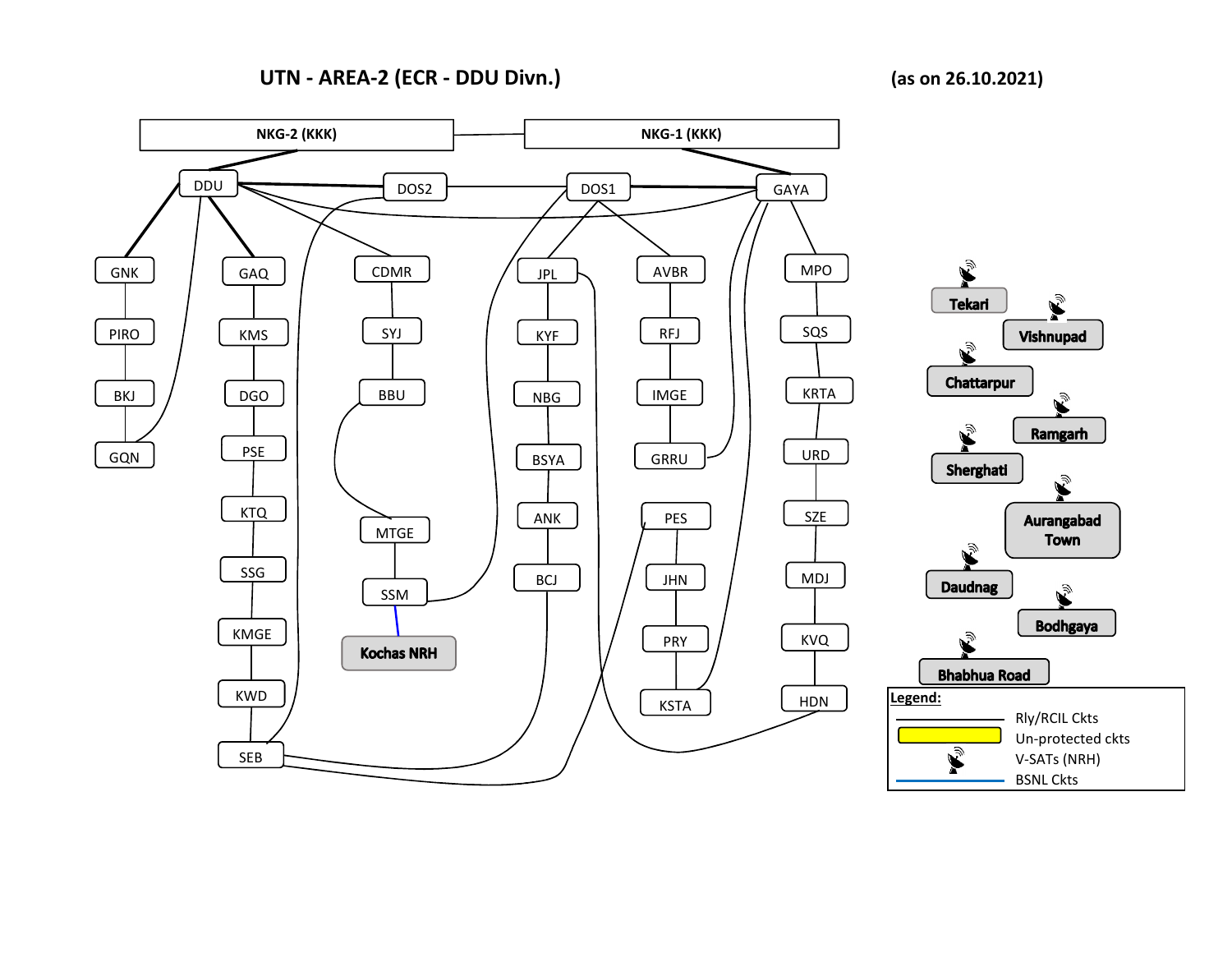# UTN - AREA-2 (ECR - DDU Divn.)

(as on 26.10.2021)

NKG-2 (KKK)

NKG-1 (KKK)

DDU

DOS2

DOS1

GAYA

GNK

PIRO

BKJ

GQN

GAQ

KMS

DGO

PSE

KTQ

SSG

KMGE

KWD

SEB

CDMR

SYJ

BBU

MTGE

SSM

Kochas NRH

JPL

KYF

NBG

BSYA

ANK

BCJ

AVBR

RFJ

IMGE

GRRU

PES

JHN

PRY

KSTA

MPO

SQS

KRTA

URD

SZE

MDJ

KVQ

HDN

Tekari

Vishnupad

Chattarpur

Ramgarh

Sherghati

Aurangabad Town

Daudnag

Bodhgaya

Bhabhua Road

**Legend:**

- Rly/RCIL Ckts
- Un-protected ckts
- V-SATs (NRH)
- BSNL Ckts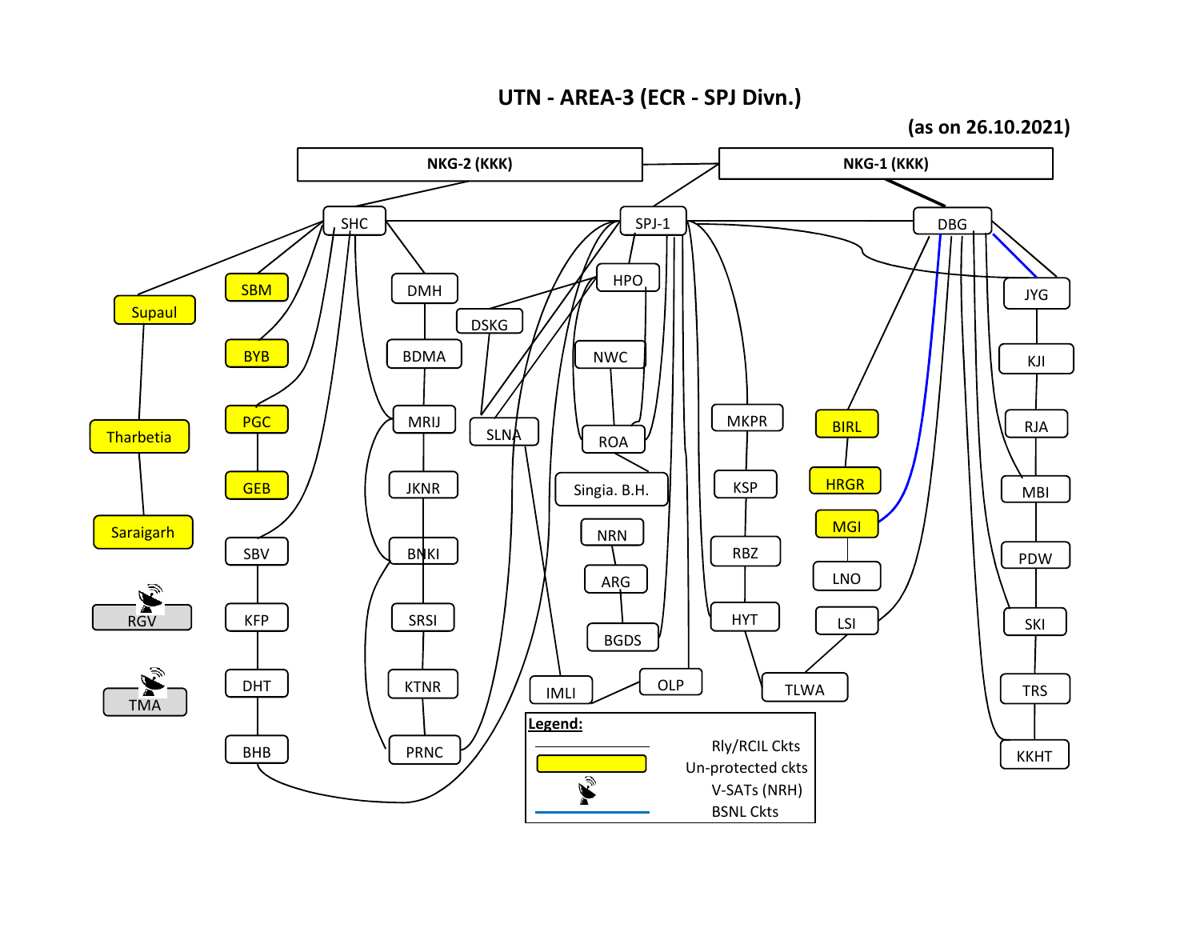# UTN - AREA-3 (ECR - SPJ Divn.)

**(as on 26.10.2021)**

NKG-2 (KKK)

NKG-1 (KKK)

SHC

SPJ-1

DBG

Supaul

SBM

DMH

HPO

JYG

BYB

BDMA

DSKG

NWC

KJI

Tharbetia

PGC

MRIJ

SLNA

ROA

MKPR

BIRL

RJA

GEB

JKNR

Singia. B.H.

KSP

HRGR

MBI

Saraigarh

SBV

BNKI

NRN

RBZ

MGI

PDW

ARG

LNO

RGV

KFP

SRSI

HYT

LSI

SKI

BGDS

TMA

DHT

KTNR

IMLI

OLP

TLWA

TRS

BHB

PRNC

KKHT

**Legend:**

| Symbol | Description |
| --- | --- |
| Black line | Rly/RCIL Ckts |
| Yellow box | Un-protected ckts |
| Satellite dish icon | V-SATs (NRH) |
| Blue line | BSNL Ckts |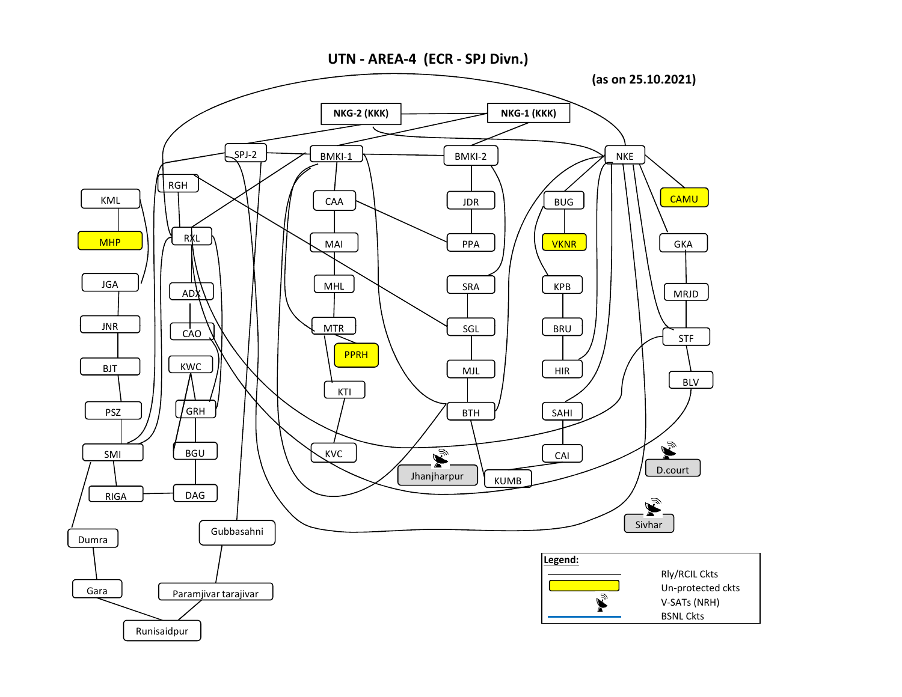# UTN - AREA-4 (ECR - SPJ Divn.)

**(as on 25.10.2021)**

NKG-2 (KKK)
NKG-1 (KKK)
SPJ-2
BMKI-1
BMKI-2
NKE
RGH
KML
CAA
JDR
BUG
CAMU
MHP
RXL
MAI
PPA
VKNR
GKA
JGA
ADX
MHL
SRA
KPB
MRJD
JNR
CAO
MTR
SGL
BRU
STF
PPRH
BJT
KWC
MJL
HIR
BLV
KTI
PSZ
GRH
BTH
SAHI
SMI
BGU
KVC
CAI
Jhanjharpur
D.court
KUMB
RIGA
DAG
Sivhar
Dumra
Gubbasahni
Gara
Paramjivar tarajivar
Runisaidpur

**Legend:**

- Rly/RCIL Ckts
- Un-protected ckts
- V-SATs (NRH)
- BSNL Ckts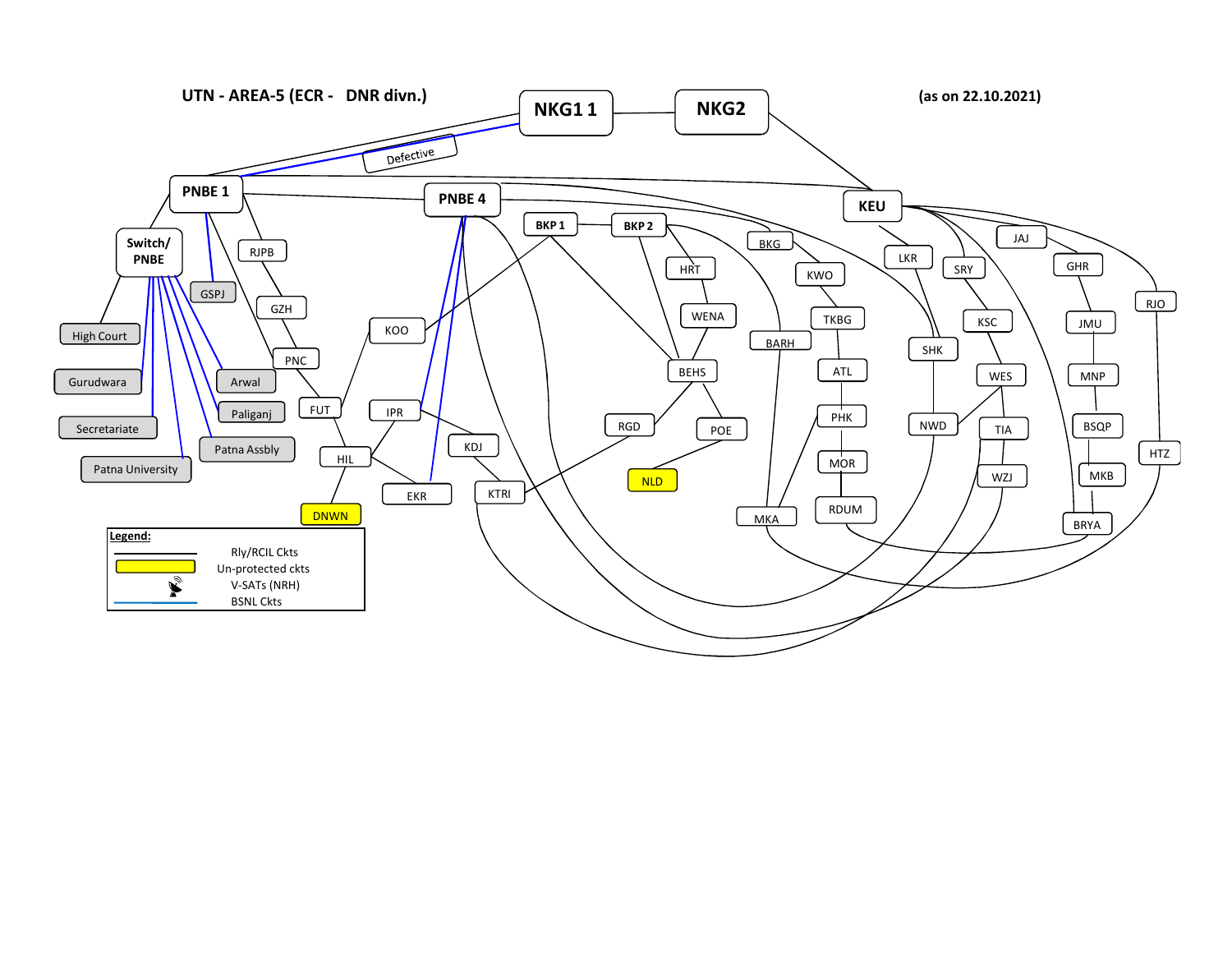**UTN - AREA-5 (ECR - DNR divn.)**

**(as on 22.10.2021)**

NKG1 1

NKG2

Defective

PNBE 1

PNBE 4

KEU

Switch/ PNBE

RJPB

GSPJ

GZH

PNC

FUT

HIL

DNWN

KOO

IPR

EKR

KDJ

KTRI

BKP 1

BKP 2

HRT

WENA

BEHS

RGD

POE

NLD

BKG

KWO

TKBG

BARH

ATL

PHK

MOR

RDUM

MKA

LKR

SRY

SHK

NWD

KSC

WES

TIA

WZJ

JAJ

GHR

JMU

MNP

BSQP

MKB

BRYA

RJO

HTZ

High Court

Gurudwara

Secretariate

Patna University

Arwal

Paliganj

Patna Assbly

**Legend:**

- Rly/RCIL Ckts
- Un-protected ckts
- V-SATs (NRH)
- BSNL Ckts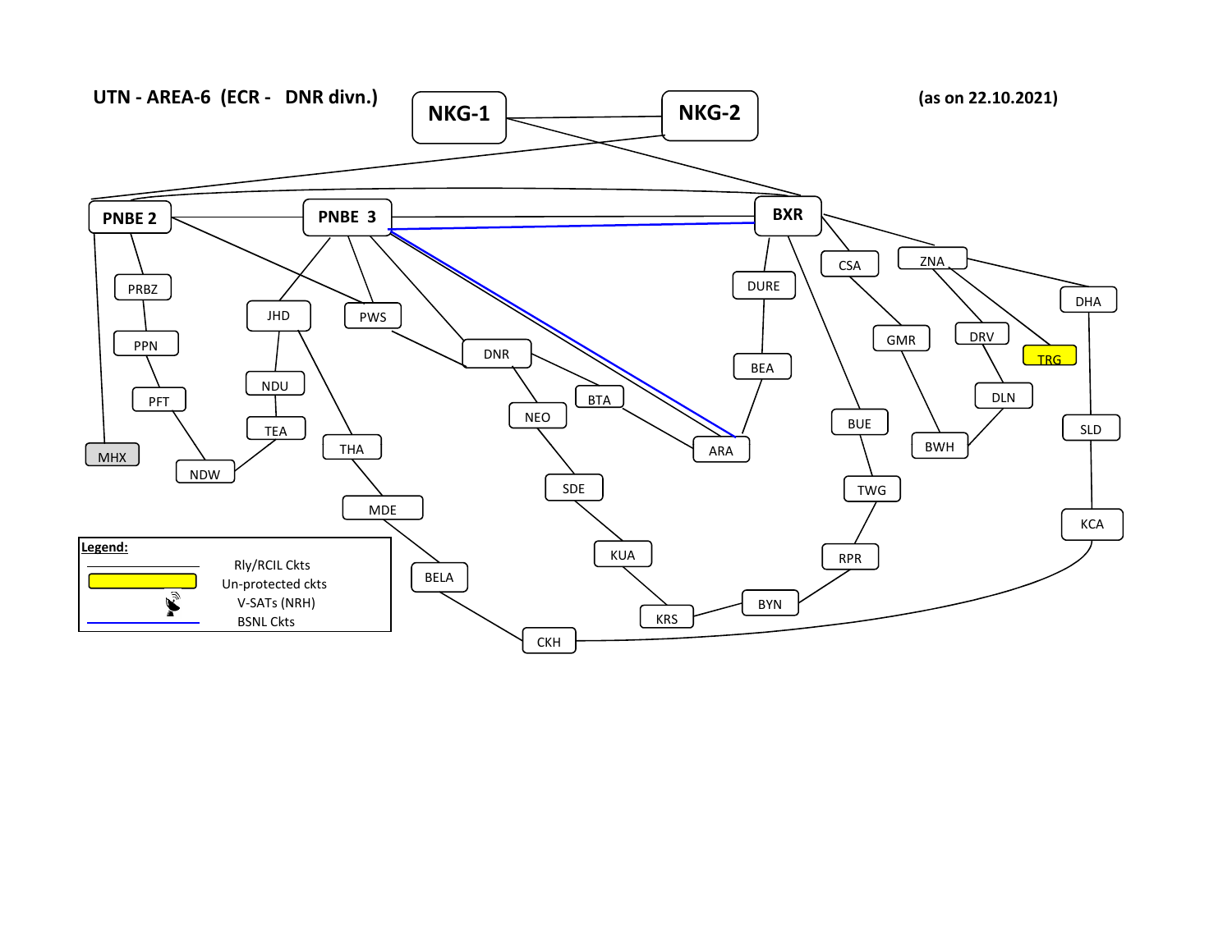UTN - AREA-6 (ECR - DNR divn.)

(as on 22.10.2021)

NKG-1

NKG-2

PNBE 2

PNBE 3

BXR

PRBZ

JHD

PWS

DURE

CSA

ZNA

DHA

PPN

DNR

GMR

DRV

TRG

NDU

BEA

PFT

BTA

DLN

TEA

NEO

BUE

MHX

THA

ARA

BWH

SLD

NDW

SDE

TWG

MDE

KCA

RPR

KUA

BELA

BYN

KRS

CKH

**Legend:**

Rly/RCIL Ckts

Un-protected ckts

V-SATs (NRH)

BSNL Ckts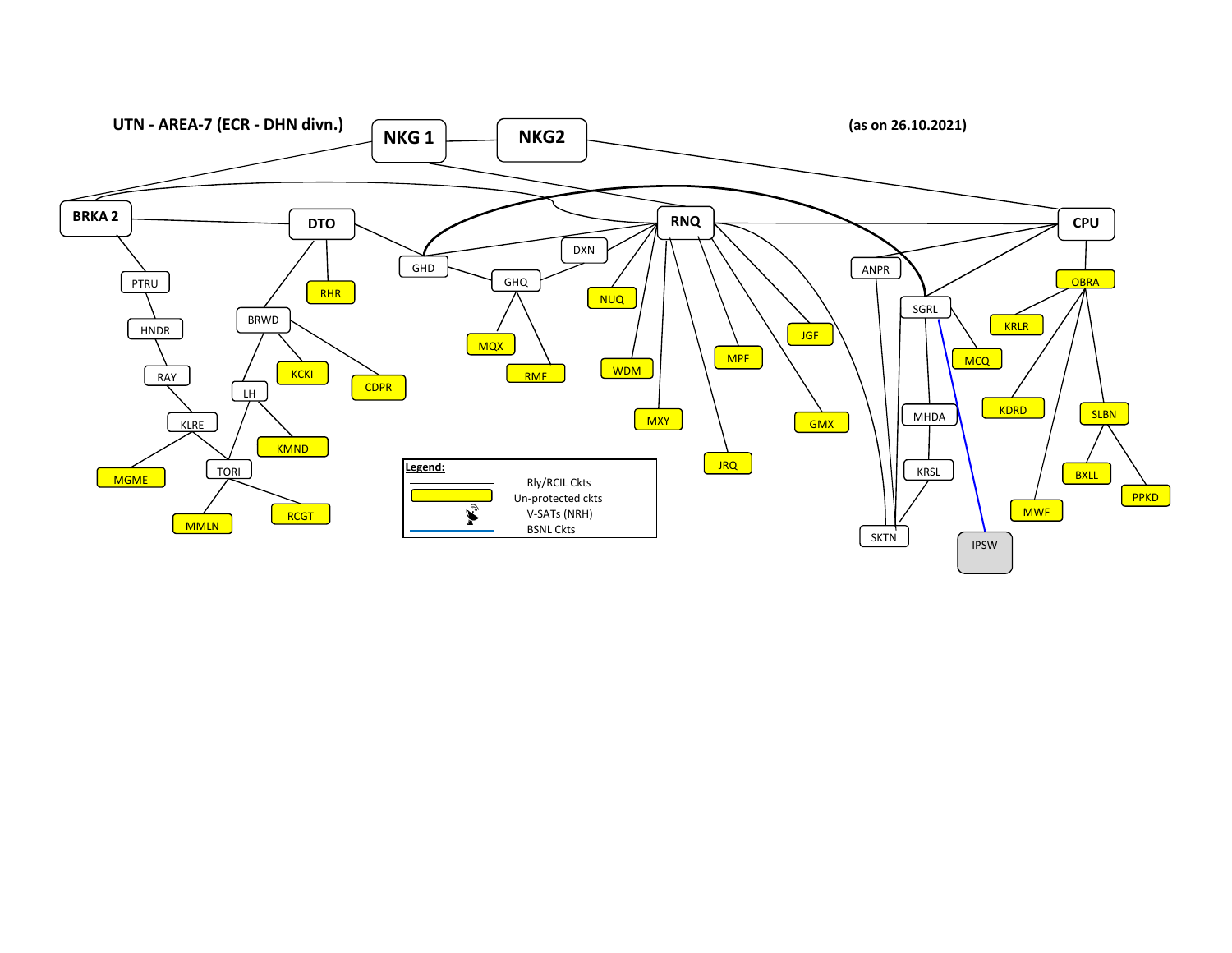**UTN - AREA-7 (ECR - DHN divn.)**

**(as on 26.10.2021)**

NKG 1

NKG2

BRKA 2

DTO

RNQ

CPU

PTRU

HNDR

RAY

KLRE

MGME

TORI

MMLN

RCGT

RHR

BRWD

KCKI

CDPR

LH

KMND

GHD

GHQ

DXN

MQX

RMF

NUQ

WDM

MXY

JRQ

MPF

JGF

GMX

ANPR

SGRL

MCQ

MHDA

KRSL

SKTN

IPSW

OBRA

KRLR

KDRD

SLBN

BXLL

PPKD

MWF

**Legend:**

| Symbol | Meaning |
|---|---|
| Black line | Rly/RCIL Ckts |
| Yellow box | Un-protected ckts |
| Satellite icon | V-SATs (NRH) |
| Blue line | BSNL Ckts |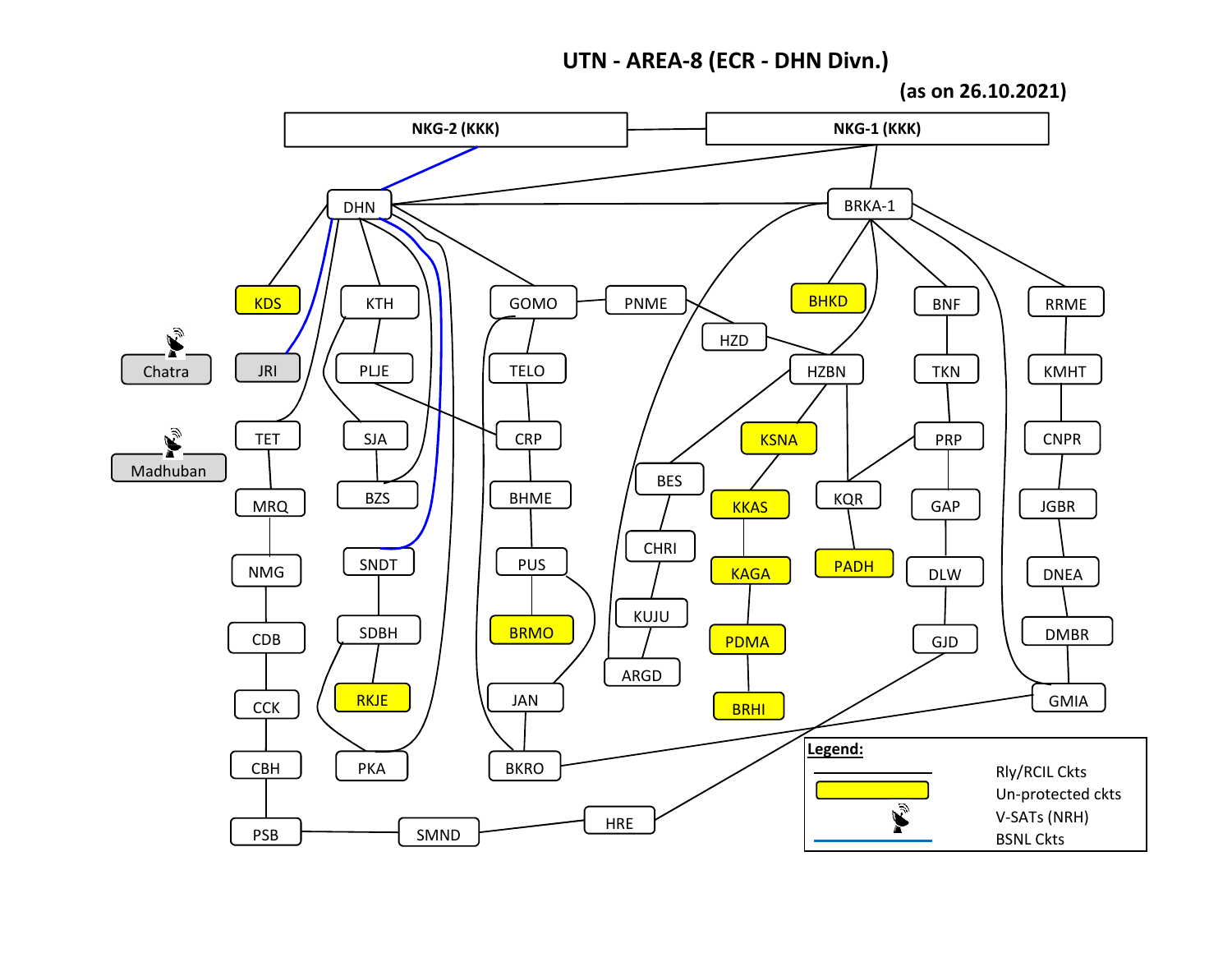# UTN - AREA-8 (ECR - DHN Divn.)

(as on 26.10.2021)

NKG-2 (KKK)
NKG-1 (KKK)

DHN
BRKA-1

KDS
KTH
GOMO
PNME
HZD
BHKD
BNF
RRME

Chatra
JRI
PLJE
TELO
HZBN
TKN
KMHT

Madhuban
TET
SJA
CRP
KSNA
PRP
CNPR

MRQ
BZS
BHME
BES
KKAS
KQR
GAP
JGBR

NMG
SNDT
PUS
CHRI
KAGA
PADH
DLW
DNEA

CDB
SDBH
BRMO
KUJU
PDMA
GJD
DMBR

CCK
RKJE
JAN
ARGD
BRHI
GMIA

CBH
PKA
BKRO

PSB
SMND
HRE

**Legend:**

Rly/RCIL Ckts
Un-protected ckts
V-SATs (NRH)
BSNL Ckts